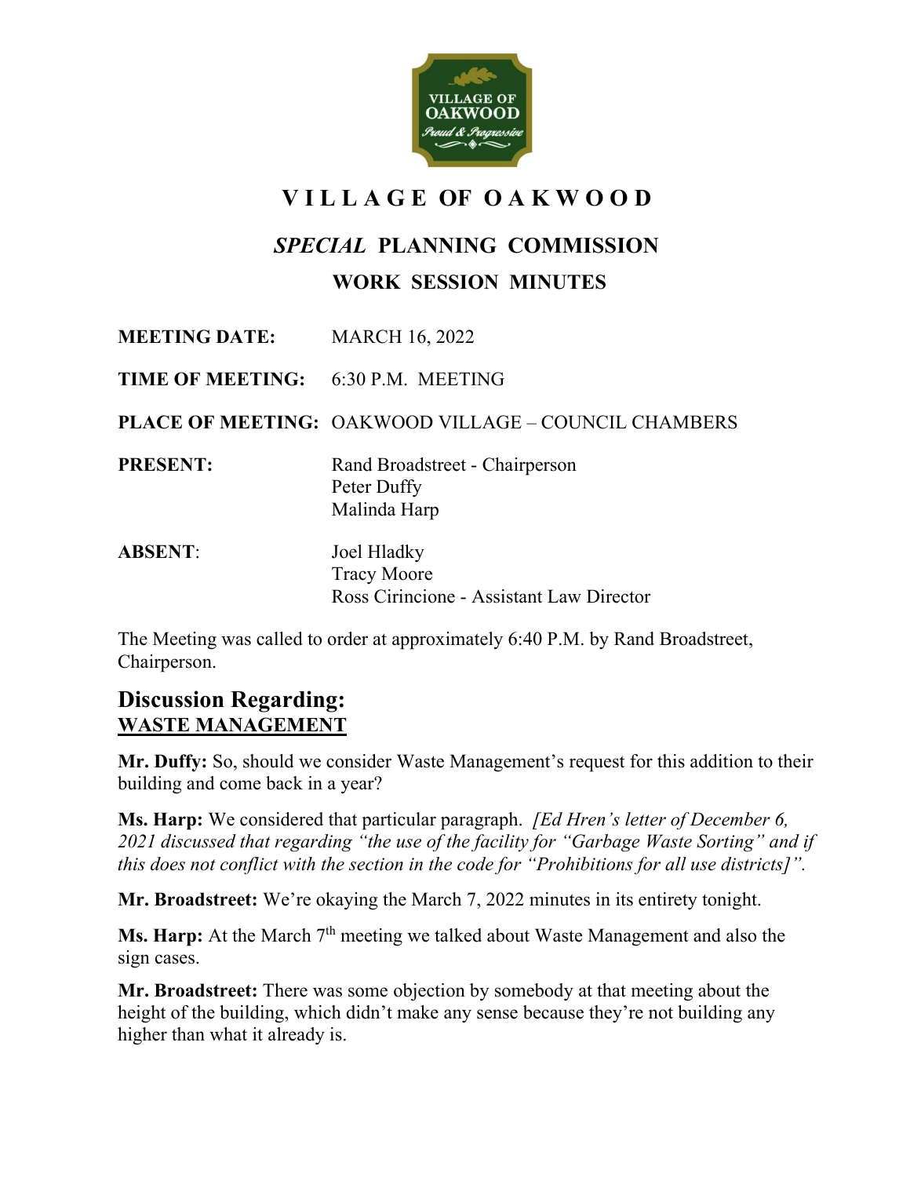# VILLAGE OF OAKWOOD

## *SPECIAL* PLANNING COMMISSION

## WORK SESSION MINUTES

**MEETING DATE:** MARCH 16, 2022

**TIME OF MEETING:** 6:30 P.M. MEETING

**PLACE OF MEETING:** OAKWOOD VILLAGE – COUNCIL CHAMBERS

**PRESENT:**
Rand Broadstreet - Chairperson
Peter Duffy
Malinda Harp

**ABSENT:**
Joel Hladky
Tracy Moore
Ross Cirincione - Assistant Law Director

The Meeting was called to order at approximately 6:40 P.M. by Rand Broadstreet, Chairperson.

## Discussion Regarding:
**WASTE MANAGEMENT**

**Mr. Duffy:** So, should we consider Waste Management's request for this addition to their building and come back in a year?

**Ms. Harp:** We considered that particular paragraph. *[Ed Hren's letter of December 6, 2021 discussed that regarding "the use of the facility for "Garbage Waste Sorting" and if this does not conflict with the section in the code for "Prohibitions for all use districts]".*

**Mr. Broadstreet:** We're okaying the March 7, 2022 minutes in its entirety tonight.

**Ms. Harp:** At the March 7th meeting we talked about Waste Management and also the sign cases.

**Mr. Broadstreet:** There was some objection by somebody at that meeting about the height of the building, which didn't make any sense because they're not building any higher than what it already is.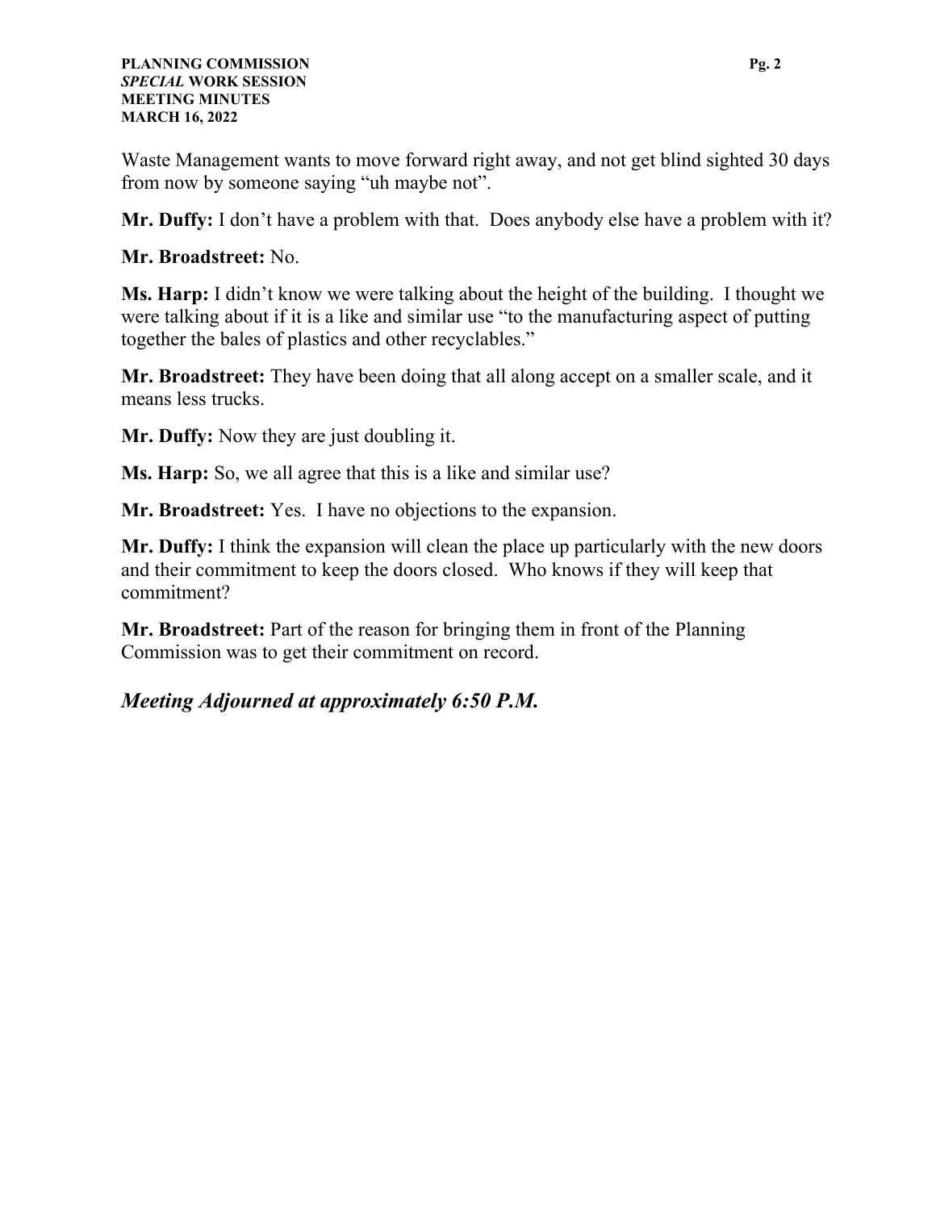Waste Management wants to move forward right away, and not get blind sighted 30 days from now by someone saying "uh maybe not".

**Mr. Duffy:** I don't have a problem with that. Does anybody else have a problem with it?

**Mr. Broadstreet:** No.

**Ms. Harp:** I didn't know we were talking about the height of the building. I thought we were talking about if it is a like and similar use "to the manufacturing aspect of putting together the bales of plastics and other recyclables."

**Mr. Broadstreet:** They have been doing that all along accept on a smaller scale, and it means less trucks.

**Mr. Duffy:** Now they are just doubling it.

**Ms. Harp:** So, we all agree that this is a like and similar use?

**Mr. Broadstreet:** Yes. I have no objections to the expansion.

**Mr. Duffy:** I think the expansion will clean the place up particularly with the new doors and their commitment to keep the doors closed. Who knows if they will keep that commitment?

**Mr. Broadstreet:** Part of the reason for bringing them in front of the Planning Commission was to get their commitment on record.

## ***Meeting Adjourned at approximately 6:50 P.M.***